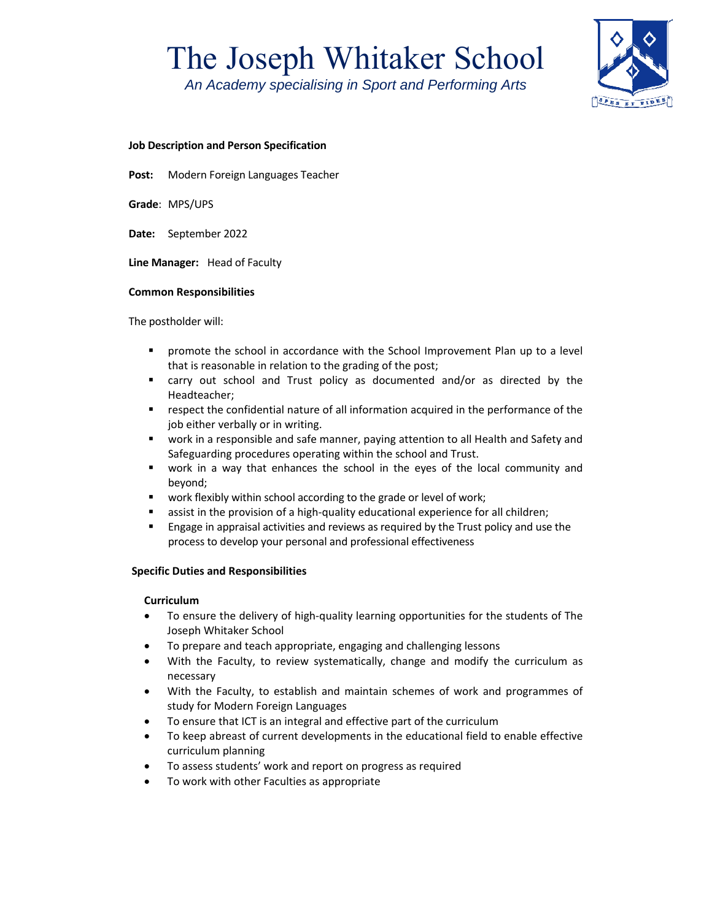# The Joseph Whitaker School

*An Academy specialising in Sport and Performing Arts*

**Job Description and Person Specification**

**Post:** Modern Foreign Languages Teacher

**Grade**: MPS/UPS

**Date:** September 2022

**Line Manager:** Head of Faculty

**Common Responsibilities**

The postholder will:

- promote the school in accordance with the School Improvement Plan up to a level that is reasonable in relation to the grading of the post;
- carry out school and Trust policy as documented and/or as directed by the Headteacher;
- respect the confidential nature of all information acquired in the performance of the job either verbally or in writing.
- work in a responsible and safe manner, paying attention to all Health and Safety and Safeguarding procedures operating within the school and Trust.
- work in a way that enhances the school in the eyes of the local community and beyond;
- work flexibly within school according to the grade or level of work;
- assist in the provision of a high-quality educational experience for all children;
- Engage in appraisal activities and reviews as required by the Trust policy and use the process to develop your personal and professional effectiveness

**Specific Duties and Responsibilities**

**Curriculum**

- To ensure the delivery of high-quality learning opportunities for the students of The Joseph Whitaker School
- To prepare and teach appropriate, engaging and challenging lessons
- With the Faculty, to review systematically, change and modify the curriculum as necessary
- With the Faculty, to establish and maintain schemes of work and programmes of study for Modern Foreign Languages
- To ensure that ICT is an integral and effective part of the curriculum
- To keep abreast of current developments in the educational field to enable effective curriculum planning
- To assess students' work and report on progress as required
- To work with other Faculties as appropriate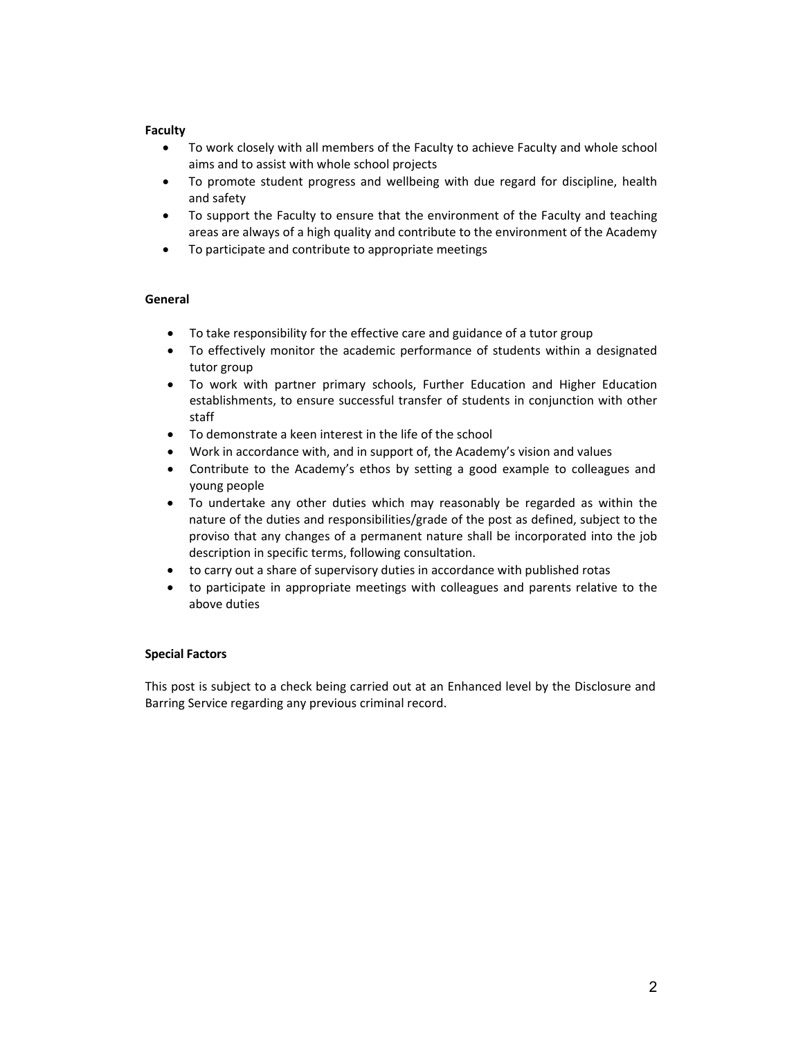**Faculty**

- To work closely with all members of the Faculty to achieve Faculty and whole school aims and to assist with whole school projects
- To promote student progress and wellbeing with due regard for discipline, health and safety
- To support the Faculty to ensure that the environment of the Faculty and teaching areas are always of a high quality and contribute to the environment of the Academy
- To participate and contribute to appropriate meetings

**General**

- To take responsibility for the effective care and guidance of a tutor group
- To effectively monitor the academic performance of students within a designated tutor group
- To work with partner primary schools, Further Education and Higher Education establishments, to ensure successful transfer of students in conjunction with other staff
- To demonstrate a keen interest in the life of the school
- Work in accordance with, and in support of, the Academy's vision and values
- Contribute to the Academy's ethos by setting a good example to colleagues and young people
- To undertake any other duties which may reasonably be regarded as within the nature of the duties and responsibilities/grade of the post as defined, subject to the proviso that any changes of a permanent nature shall be incorporated into the job description in specific terms, following consultation.
- to carry out a share of supervisory duties in accordance with published rotas
- to participate in appropriate meetings with colleagues and parents relative to the above duties

**Special Factors**

This post is subject to a check being carried out at an Enhanced level by the Disclosure and Barring Service regarding any previous criminal record.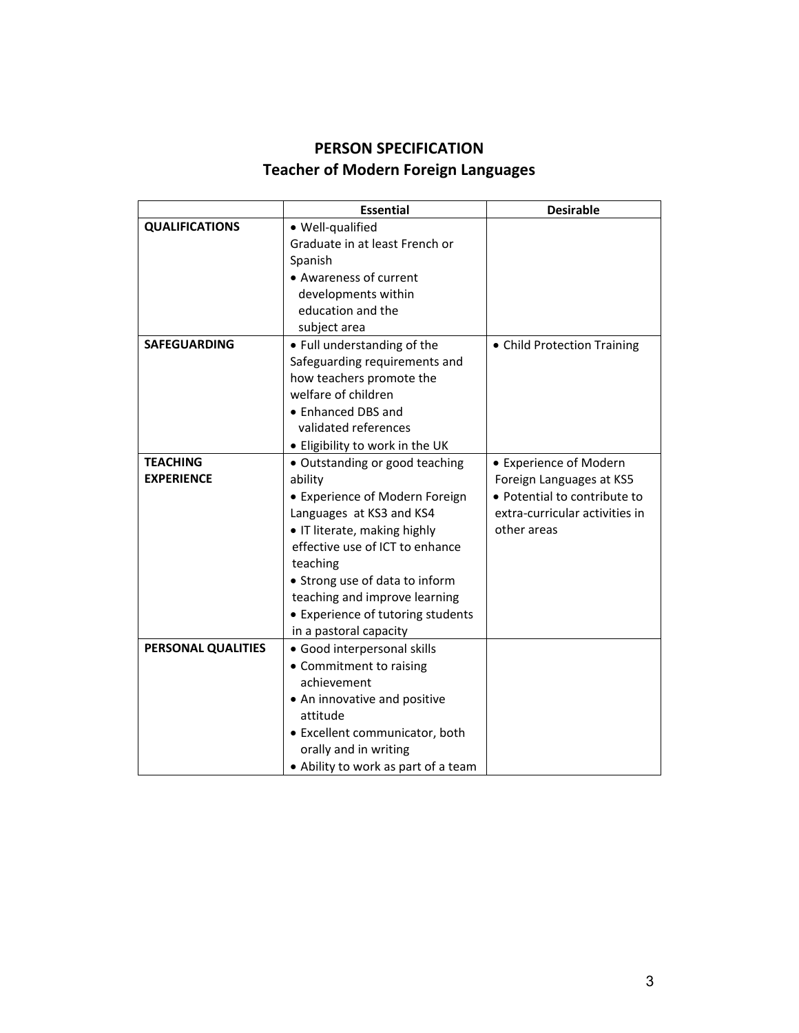# PERSON SPECIFICATION

## Teacher of Modern Foreign Languages

| | Essential | Desirable |
|---|---|---|
| **QUALIFICATIONS** | • Well-qualified Graduate in at least French or Spanish<br>• Awareness of current developments within education and the subject area | |
| **SAFEGUARDING** | • Full understanding of the Safeguarding requirements and how teachers promote the welfare of children<br>• Enhanced DBS and validated references<br>• Eligibility to work in the UK | • Child Protection Training |
| **TEACHING EXPERIENCE** | • Outstanding or good teaching ability<br>• Experience of Modern Foreign Languages at KS3 and KS4<br>• IT literate, making highly effective use of ICT to enhance teaching<br>• Strong use of data to inform teaching and improve learning<br>• Experience of tutoring students in a pastoral capacity | • Experience of Modern Foreign Languages at KS5<br>• Potential to contribute to extra-curricular activities in other areas |
| **PERSONAL QUALITIES** | • Good interpersonal skills<br>• Commitment to raising achievement<br>• An innovative and positive attitude<br>• Excellent communicator, both orally and in writing<br>• Ability to work as part of a team | |